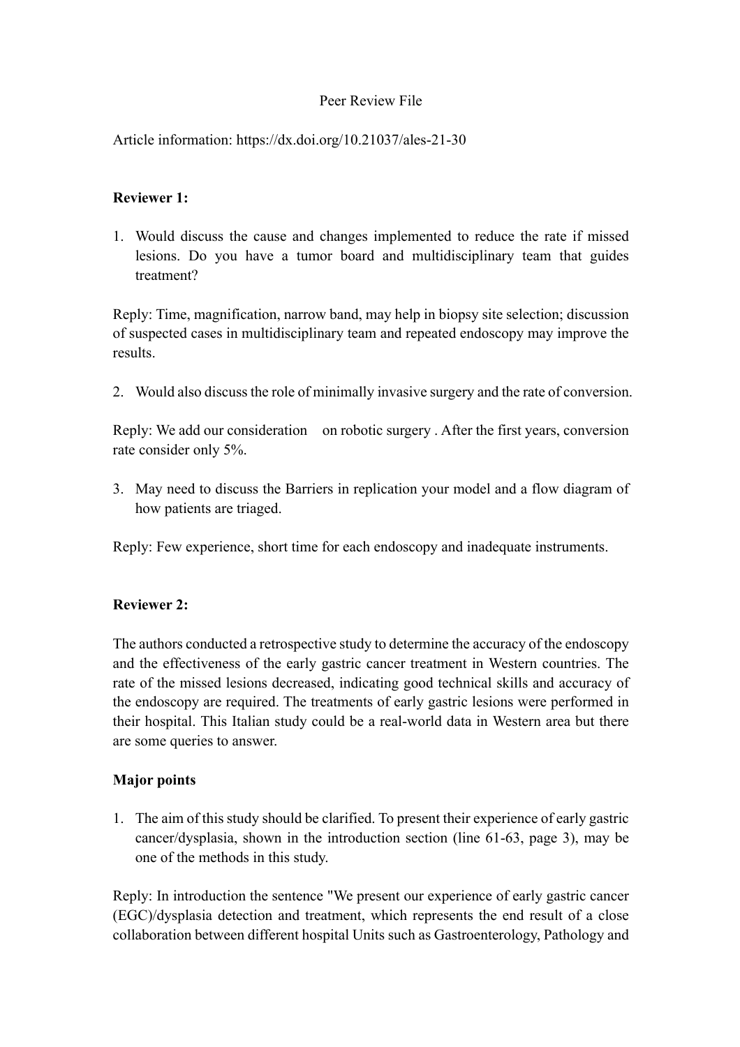Peer Review File

Article information: https://dx.doi.org/10.21037/ales-21-30

**Reviewer 1:**

1. Would discuss the cause and changes implemented to reduce the rate if missed lesions. Do you have a tumor board and multidisciplinary team that guides treatment?

Reply: Time, magnification, narrow band, may help in biopsy site selection; discussion of suspected cases in multidisciplinary team and repeated endoscopy may improve the results.

2. Would also discuss the role of minimally invasive surgery and the rate of conversion.

Reply: We add our consideration on robotic surgery . After the first years, conversion rate consider only 5%.

3. May need to discuss the Barriers in replication your model and a flow diagram of how patients are triaged.

Reply: Few experience, short time for each endoscopy and inadequate instruments.

**Reviewer 2:**

The authors conducted a retrospective study to determine the accuracy of the endoscopy and the effectiveness of the early gastric cancer treatment in Western countries. The rate of the missed lesions decreased, indicating good technical skills and accuracy of the endoscopy are required. The treatments of early gastric lesions were performed in their hospital. This Italian study could be a real-world data in Western area but there are some queries to answer.

**Major points**

1. The aim of this study should be clarified. To present their experience of early gastric cancer/dysplasia, shown in the introduction section (line 61-63, page 3), may be one of the methods in this study.

Reply: In introduction the sentence "We present our experience of early gastric cancer (EGC)/dysplasia detection and treatment, which represents the end result of a close collaboration between different hospital Units such as Gastroenterology, Pathology and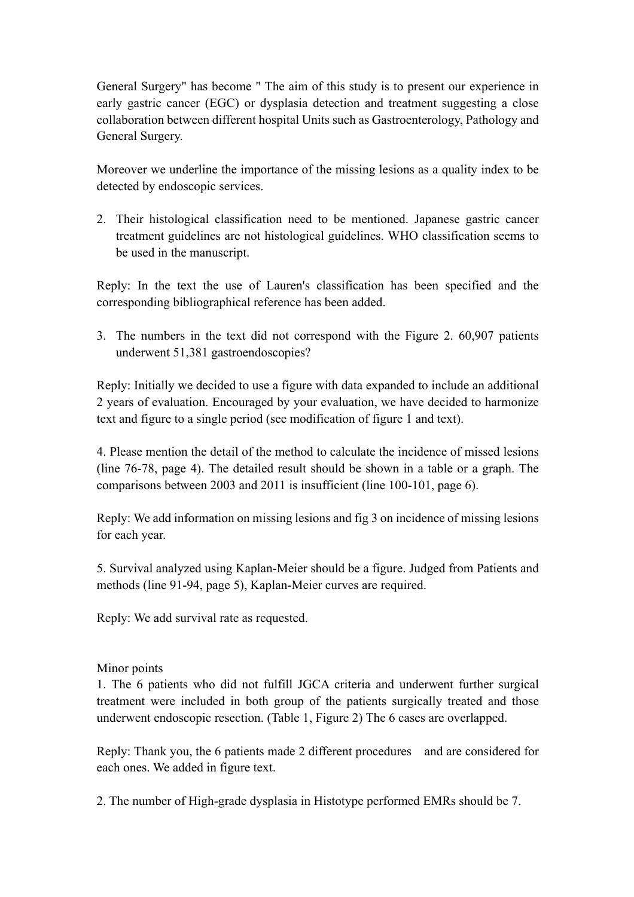General Surgery" has become " The aim of this study is to present our experience in early gastric cancer (EGC) or dysplasia detection and treatment suggesting a close collaboration between different hospital Units such as Gastroenterology, Pathology and General Surgery.

Moreover we underline the importance of the missing lesions as a quality index to be detected by endoscopic services.

2. Their histological classification need to be mentioned. Japanese gastric cancer treatment guidelines are not histological guidelines. WHO classification seems to be used in the manuscript.

Reply: In the text the use of Lauren's classification has been specified and the corresponding bibliographical reference has been added.

3. The numbers in the text did not correspond with the Figure 2. 60,907 patients underwent 51,381 gastroendoscopies?

Reply: Initially we decided to use a figure with data expanded to include an additional 2 years of evaluation. Encouraged by your evaluation, we have decided to harmonize text and figure to a single period (see modification of figure 1 and text).

4. Please mention the detail of the method to calculate the incidence of missed lesions (line 76-78, page 4). The detailed result should be shown in a table or a graph. The comparisons between 2003 and 2011 is insufficient (line 100-101, page 6).

Reply: We add information on missing lesions and fig 3 on incidence of missing lesions for each year.

5. Survival analyzed using Kaplan-Meier should be a figure. Judged from Patients and methods (line 91-94, page 5), Kaplan-Meier curves are required.

Reply: We add survival rate as requested.

Minor points

1. The 6 patients who did not fulfill JGCA criteria and underwent further surgical treatment were included in both group of the patients surgically treated and those underwent endoscopic resection. (Table 1, Figure 2) The 6 cases are overlapped.

Reply: Thank you, the 6 patients made 2 different procedures and are considered for each ones. We added in figure text.

2. The number of High-grade dysplasia in Histotype performed EMRs should be 7.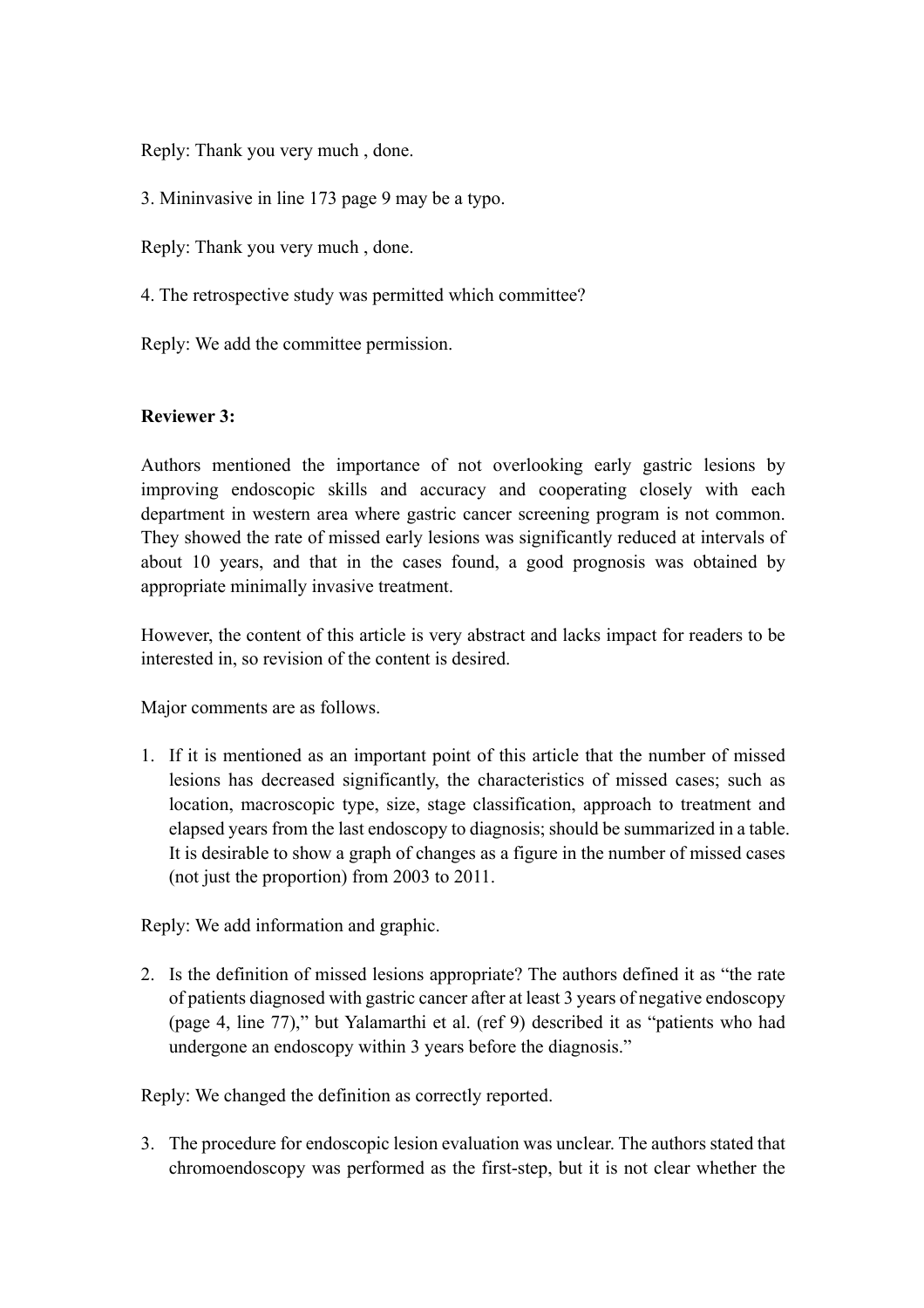Reply: Thank you very much , done.

3. Mininvasive in line 173 page 9 may be a typo.

Reply: Thank you very much , done.

4. The retrospective study was permitted which committee?

Reply: We add the committee permission.

**Reviewer 3:**

Authors mentioned the importance of not overlooking early gastric lesions by improving endoscopic skills and accuracy and cooperating closely with each department in western area where gastric cancer screening program is not common. They showed the rate of missed early lesions was significantly reduced at intervals of about 10 years, and that in the cases found, a good prognosis was obtained by appropriate minimally invasive treatment.

However, the content of this article is very abstract and lacks impact for readers to be interested in, so revision of the content is desired.

Major comments are as follows.

1. If it is mentioned as an important point of this article that the number of missed lesions has decreased significantly, the characteristics of missed cases; such as location, macroscopic type, size, stage classification, approach to treatment and elapsed years from the last endoscopy to diagnosis; should be summarized in a table. It is desirable to show a graph of changes as a figure in the number of missed cases (not just the proportion) from 2003 to 2011.

Reply: We add information and graphic.

2. Is the definition of missed lesions appropriate? The authors defined it as "the rate of patients diagnosed with gastric cancer after at least 3 years of negative endoscopy (page 4, line 77)," but Yalamarthi et al. (ref 9) described it as "patients who had undergone an endoscopy within 3 years before the diagnosis."

Reply: We changed the definition as correctly reported.

3. The procedure for endoscopic lesion evaluation was unclear. The authors stated that chromoendoscopy was performed as the first-step, but it is not clear whether the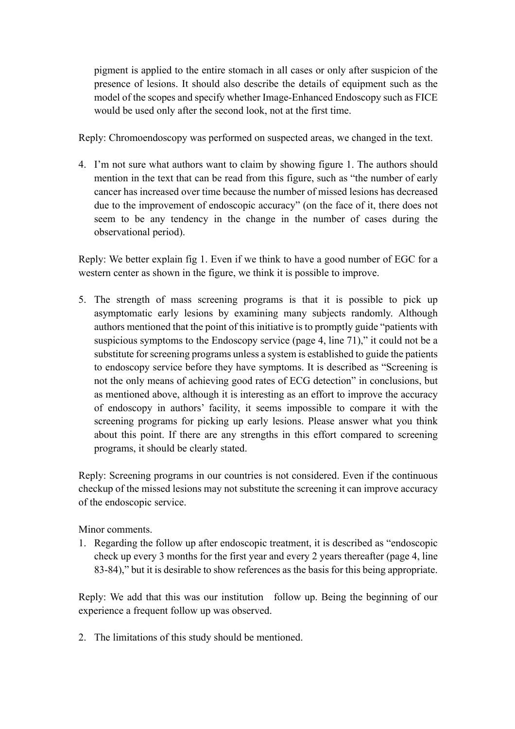pigment is applied to the entire stomach in all cases or only after suspicion of the presence of lesions. It should also describe the details of equipment such as the model of the scopes and specify whether Image-Enhanced Endoscopy such as FICE would be used only after the second look, not at the first time.

Reply: Chromoendoscopy was performed on suspected areas, we changed in the text.

4. I'm not sure what authors want to claim by showing figure 1. The authors should mention in the text that can be read from this figure, such as "the number of early cancer has increased over time because the number of missed lesions has decreased due to the improvement of endoscopic accuracy" (on the face of it, there does not seem to be any tendency in the change in the number of cases during the observational period).

Reply: We better explain fig 1. Even if we think to have a good number of EGC for a western center as shown in the figure, we think it is possible to improve.

5. The strength of mass screening programs is that it is possible to pick up asymptomatic early lesions by examining many subjects randomly. Although authors mentioned that the point of this initiative is to promptly guide "patients with suspicious symptoms to the Endoscopy service (page 4, line 71)," it could not be a substitute for screening programs unless a system is established to guide the patients to endoscopy service before they have symptoms. It is described as "Screening is not the only means of achieving good rates of ECG detection" in conclusions, but as mentioned above, although it is interesting as an effort to improve the accuracy of endoscopy in authors' facility, it seems impossible to compare it with the screening programs for picking up early lesions. Please answer what you think about this point. If there are any strengths in this effort compared to screening programs, it should be clearly stated.

Reply: Screening programs in our countries is not considered. Even if the continuous checkup of the missed lesions may not substitute the screening it can improve accuracy of the endoscopic service.

Minor comments.

1. Regarding the follow up after endoscopic treatment, it is described as "endoscopic check up every 3 months for the first year and every 2 years thereafter (page 4, line 83-84)," but it is desirable to show references as the basis for this being appropriate.

Reply: We add that this was our institution follow up. Being the beginning of our experience a frequent follow up was observed.

2. The limitations of this study should be mentioned.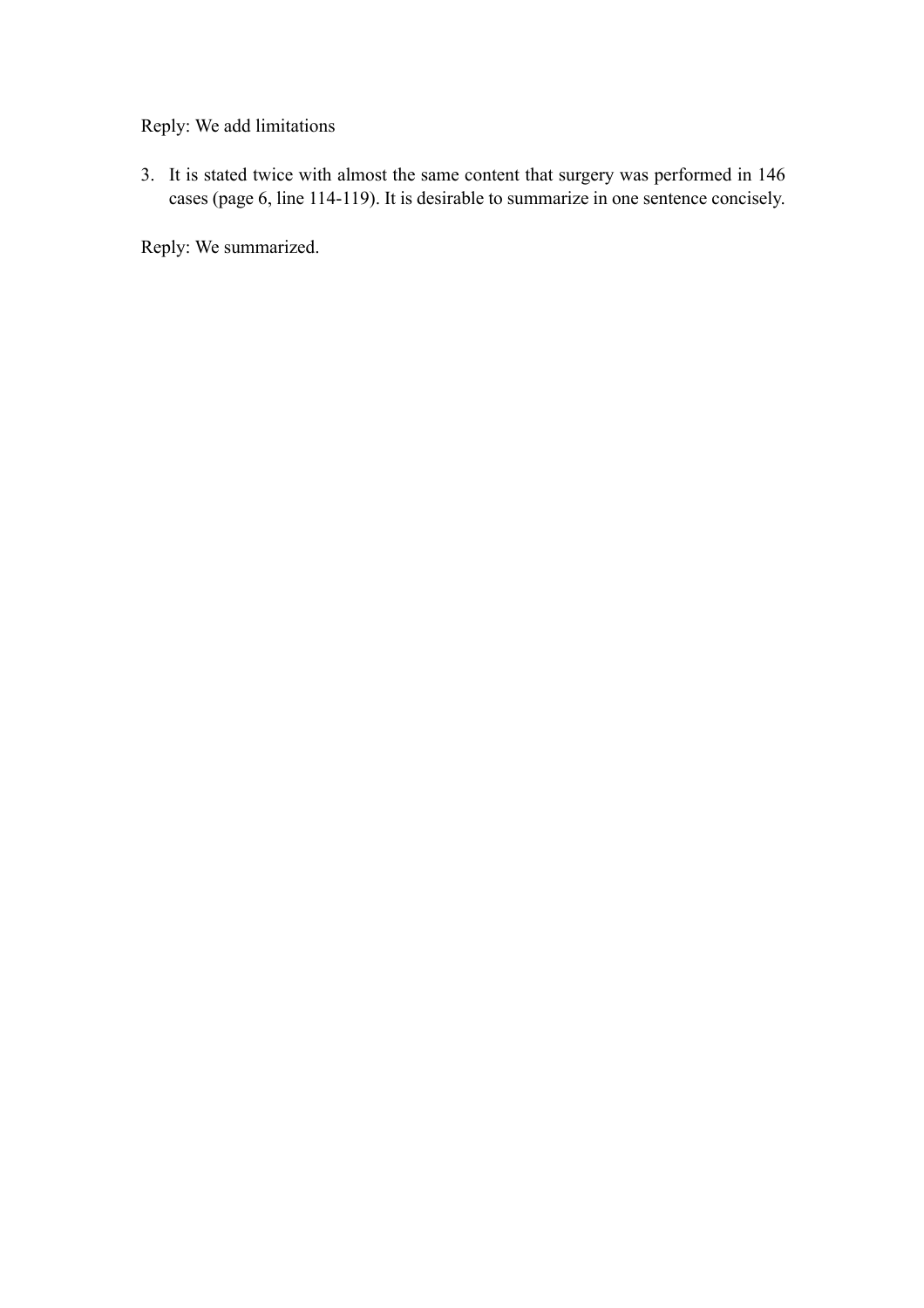Reply: We add limitations

3. It is stated twice with almost the same content that surgery was performed in 146 cases (page 6, line 114-119). It is desirable to summarize in one sentence concisely.

Reply: We summarized.